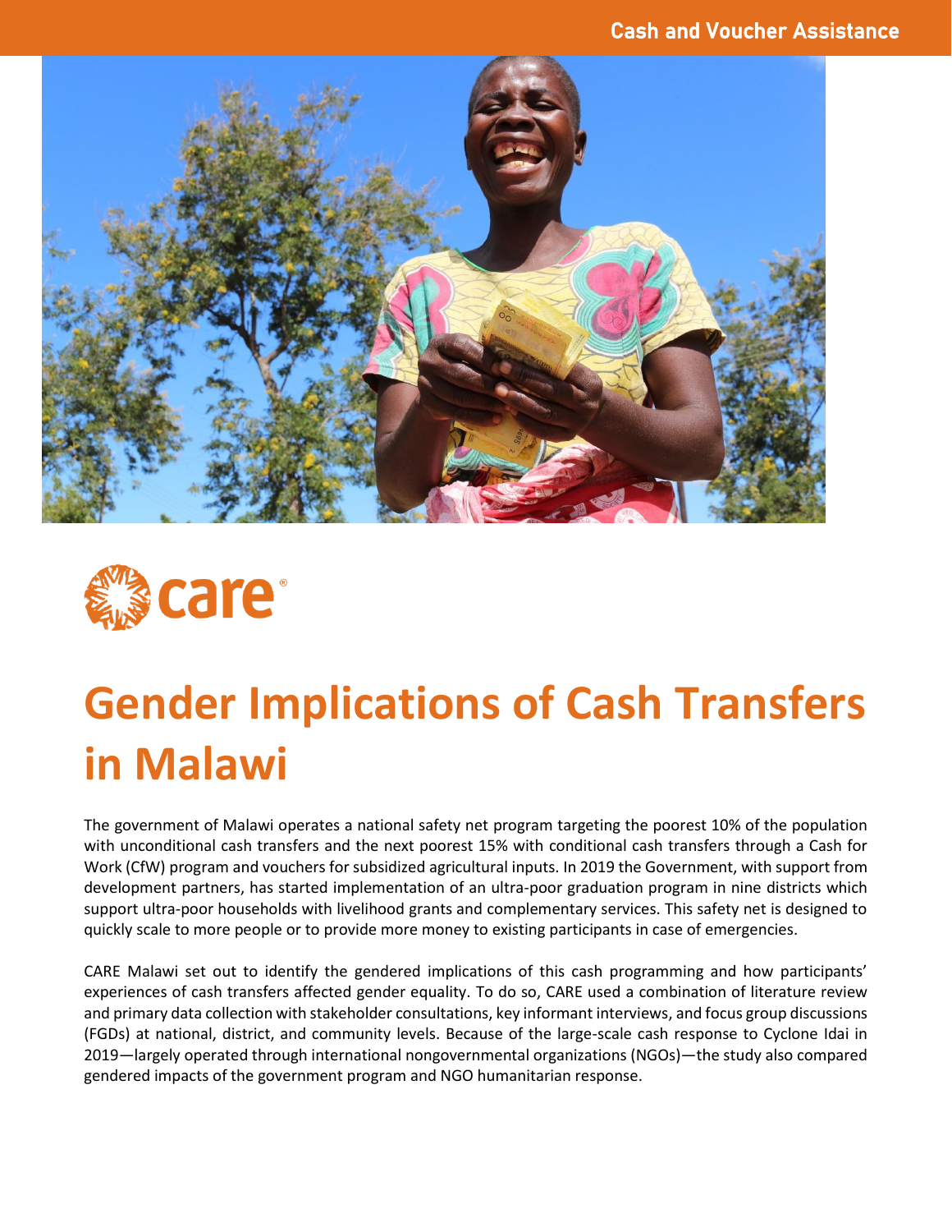Cash and Voucher Assistance

# Gender Implications of Cash Transfers in Malawi

The government of Malawi operates a national safety net program targeting the poorest 10% of the population with unconditional cash transfers and the next poorest 15% with conditional cash transfers through a Cash for Work (CfW) program and vouchers for subsidized agricultural inputs. In 2019 the Government, with support from development partners, has started implementation of an ultra-poor graduation program in nine districts which support ultra-poor households with livelihood grants and complementary services. This safety net is designed to quickly scale to more people or to provide more money to existing participants in case of emergencies.

CARE Malawi set out to identify the gendered implications of this cash programming and how participants' experiences of cash transfers affected gender equality. To do so, CARE used a combination of literature review and primary data collection with stakeholder consultations, key informant interviews, and focus group discussions (FGDs) at national, district, and community levels. Because of the large-scale cash response to Cyclone Idai in 2019—largely operated through international nongovernmental organizations (NGOs)—the study also compared gendered impacts of the government program and NGO humanitarian response.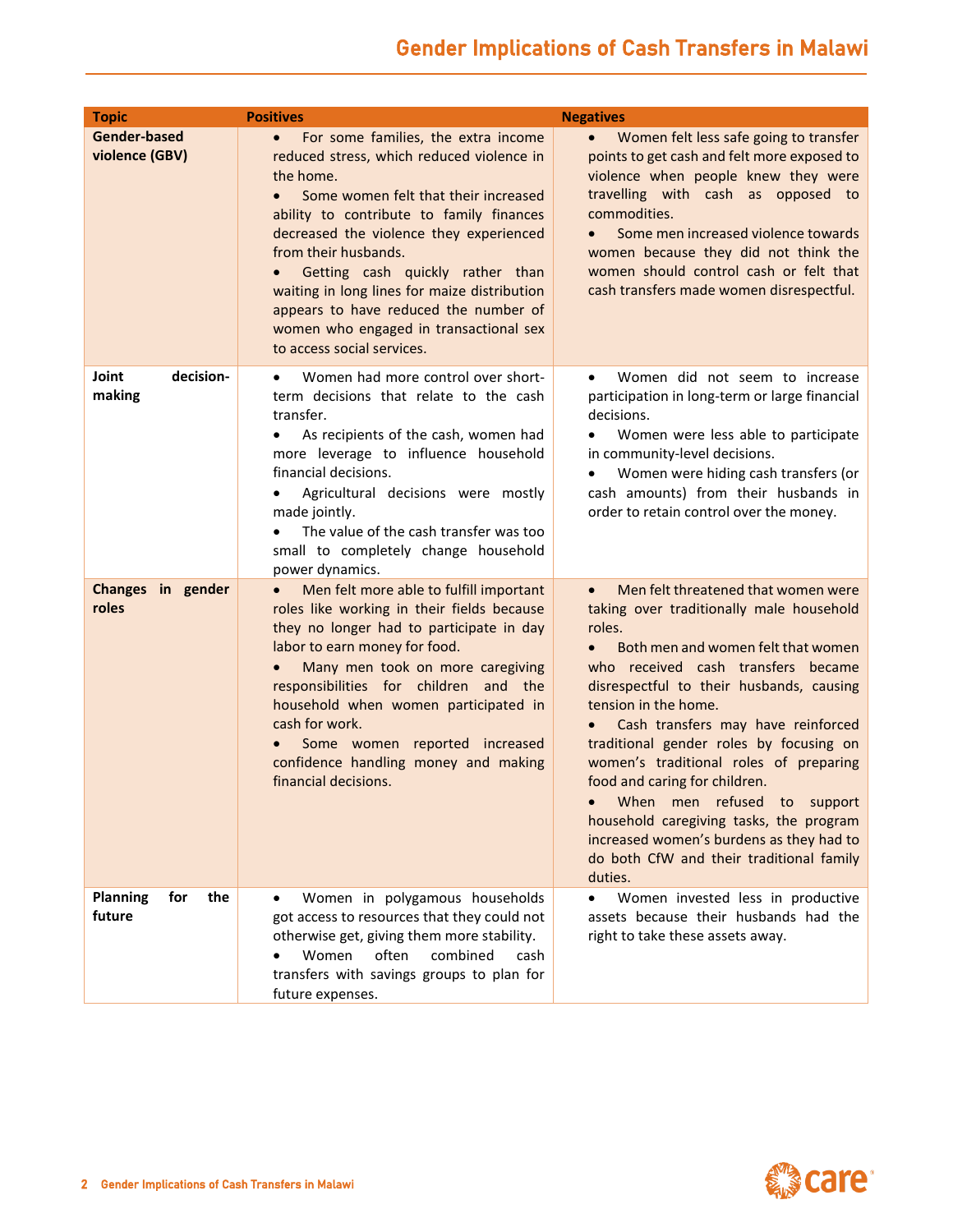| Topic | Positives | Negatives |
| --- | --- | --- |
| **Gender-based violence (GBV)** | • For some families, the extra income reduced stress, which reduced violence in the home.<br>• Some women felt that their increased ability to contribute to family finances decreased the violence they experienced from their husbands.<br>• Getting cash quickly rather than waiting in long lines for maize distribution appears to have reduced the number of women who engaged in transactional sex to access social services. | • Women felt less safe going to transfer points to get cash and felt more exposed to violence when people knew they were travelling with cash as opposed to commodities.<br>• Some men increased violence towards women because they did not think the women should control cash or felt that cash transfers made women disrespectful. |
| **Joint decision-making** | • Women had more control over short-term decisions that relate to the cash transfer.<br>• As recipients of the cash, women had more leverage to influence household financial decisions.<br>• Agricultural decisions were mostly made jointly.<br>• The value of the cash transfer was too small to completely change household power dynamics. | • Women did not seem to increase participation in long-term or large financial decisions.<br>• Women were less able to participate in community-level decisions.<br>• Women were hiding cash transfers (or cash amounts) from their husbands in order to retain control over the money. |
| **Changes in gender roles** | • Men felt more able to fulfill important roles like working in their fields because they no longer had to participate in day labor to earn money for food.<br>• Many men took on more caregiving responsibilities for children and the household when women participated in cash for work.<br>• Some women reported increased confidence handling money and making financial decisions. | • Men felt threatened that women were taking over traditionally male household roles.<br>• Both men and women felt that women who received cash transfers became disrespectful to their husbands, causing tension in the home.<br>• Cash transfers may have reinforced traditional gender roles by focusing on women's traditional roles of preparing food and caring for children.<br>• When men refused to support household caregiving tasks, the program increased women's burdens as they had to do both CfW and their traditional family duties. |
| **Planning for the future** | • Women in polygamous households got access to resources that they could not otherwise get, giving them more stability.<br>• Women often combined cash transfers with savings groups to plan for future expenses. | • Women invested less in productive assets because their husbands had the right to take these assets away. |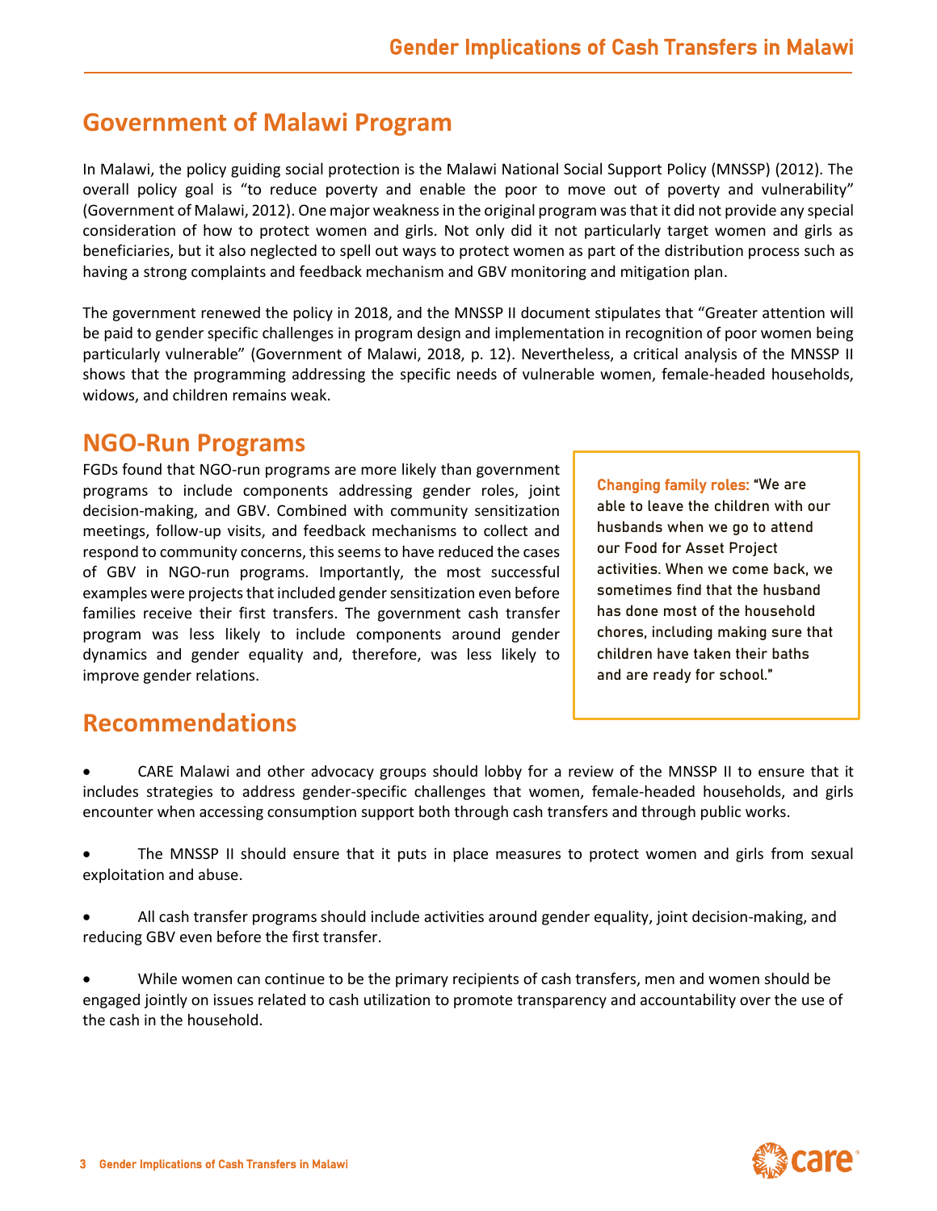## Government of Malawi Program

In Malawi, the policy guiding social protection is the Malawi National Social Support Policy (MNSSP) (2012). The overall policy goal is "to reduce poverty and enable the poor to move out of poverty and vulnerability" (Government of Malawi, 2012). One major weakness in the original program was that it did not provide any special consideration of how to protect women and girls. Not only did it not particularly target women and girls as beneficiaries, but it also neglected to spell out ways to protect women as part of the distribution process such as having a strong complaints and feedback mechanism and GBV monitoring and mitigation plan.

The government renewed the policy in 2018, and the MNSSP II document stipulates that "Greater attention will be paid to gender specific challenges in program design and implementation in recognition of poor women being particularly vulnerable" (Government of Malawi, 2018, p. 12). Nevertheless, a critical analysis of the MNSSP II shows that the programming addressing the specific needs of vulnerable women, female-headed households, widows, and children remains weak.

## NGO-Run Programs

FGDs found that NGO-run programs are more likely than government programs to include components addressing gender roles, joint decision-making, and GBV. Combined with community sensitization meetings, follow-up visits, and feedback mechanisms to collect and respond to community concerns, this seems to have reduced the cases of GBV in NGO-run programs. Importantly, the most successful examples were projects that included gender sensitization even before families receive their first transfers. The government cash transfer program was less likely to include components around gender dynamics and gender equality and, therefore, was less likely to improve gender relations.

**Changing family roles:** "We are able to leave the children with our husbands when we go to attend our Food for Asset Project activities. When we come back, we sometimes find that the husband has done most of the household chores, including making sure that children have taken their baths and are ready for school."

## Recommendations

- CARE Malawi and other advocacy groups should lobby for a review of the MNSSP II to ensure that it includes strategies to address gender-specific challenges that women, female-headed households, and girls encounter when accessing consumption support both through cash transfers and through public works.
- The MNSSP II should ensure that it puts in place measures to protect women and girls from sexual exploitation and abuse.
- All cash transfer programs should include activities around gender equality, joint decision-making, and reducing GBV even before the first transfer.
- While women can continue to be the primary recipients of cash transfers, men and women should be engaged jointly on issues related to cash utilization to promote transparency and accountability over the use of the cash in the household.